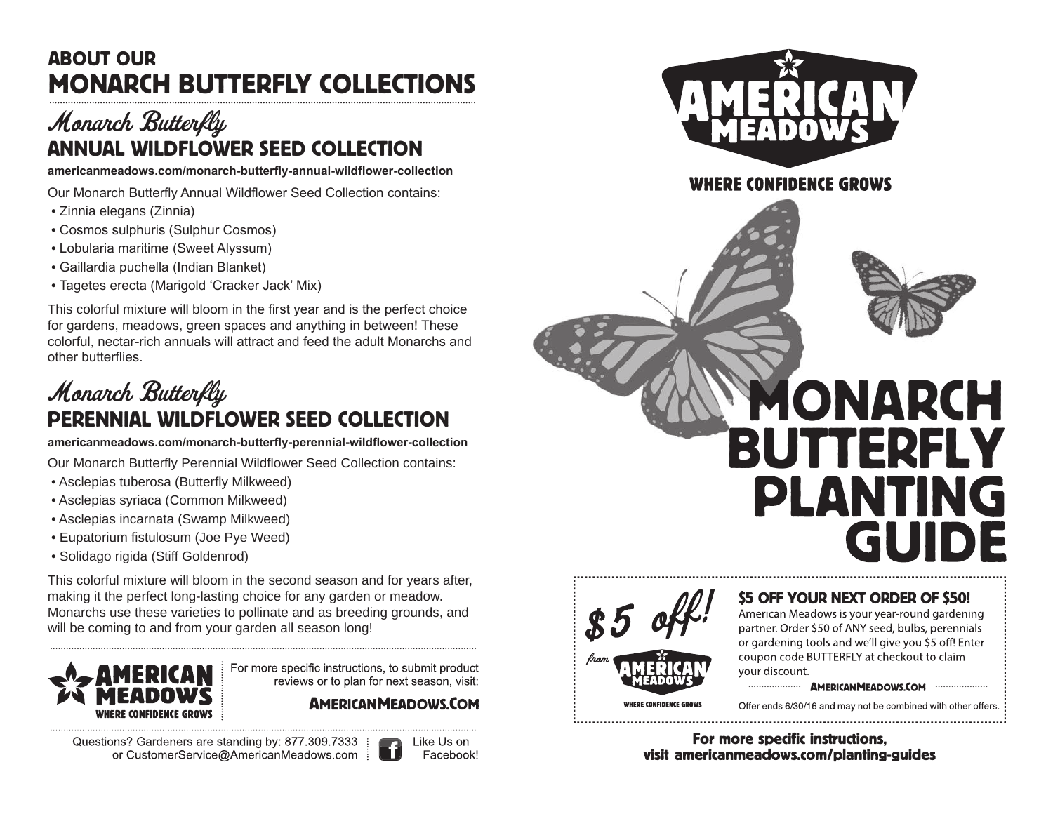# ABOUT OUR MONARCH BUTTERFLY COLLECTIONS

## *Monarch Butterfly* ANNUAL WILDFLOWER SEED COLLECTION

**americanmeadows.com/monarch-butterfly-annual-wildflower-collection**

Our Monarch Butterfly Annual Wildflower Seed Collection contains:

- Zinnia elegans (Zinnia)
- Cosmos sulphuris (Sulphur Cosmos)
- Lobularia maritime (Sweet Alyssum)
- Gaillardia puchella (Indian Blanket)
- Tagetes erecta (Marigold 'Cracker Jack' Mix)

This colorful mixture will bloom in the first year and is the perfect choice for gardens, meadows, green spaces and anything in between! These colorful, nectar-rich annuals will attract and feed the adult Monarchs and other butterflies.

## *Monarch Butterfly* PERENNIAL WILDFLOWER SEED COLLECTION

**americanmeadows.com/monarch-butterfly-perennial-wildflower-collection**

Our Monarch Butterfly Perennial Wildflower Seed Collection contains:

- Asclepias tuberosa (Butterfly Milkweed)
- Asclepias syriaca (Common Milkweed)
- Asclepias incarnata (Swamp Milkweed)
- Eupatorium fistulosum (Joe Pye Weed)
- Solidago rigida (Stiff Goldenrod)

This colorful mixture will bloom in the second season and for years after, making it the perfect long-lasting choice for any garden or meadow. Monarchs use these varieties to pollinate and as breeding grounds, and will be coming to and from your garden all season long!

**AMERICAN MEADOWS** — WHERE CONFIDENCE GROWS

For more specific instructions, to submit product reviews or to plan for next season, visit:

**AMERICANMEADOWS.COM**

Questions? Gardeners are standing by: 877.309.7333 or CustomerService@AmericanMeadows.com

Like Us on Facebook!

---

**AMERICAN MEADOWS**

WHERE CONFIDENCE GROWS

# MONARCH BUTTERFLY PLANTING GUIDE

*$5 off!* from AMERICAN MEADOWS — WHERE CONFIDENCE GROWS

### $5 OFF YOUR NEXT ORDER OF $50!

American Meadows is your year-round gardening partner. Order $50 of ANY seed, bulbs, perennials or gardening tools and we'll give you $5 off! Enter coupon code BUTTERFLY at checkout to claim your discount.

**AMERICANMEADOWS.COM**

Offer ends 6/30/16 and may not be combined with other offers.

**For more specific instructions, visit americanmeadows.com/planting-guides**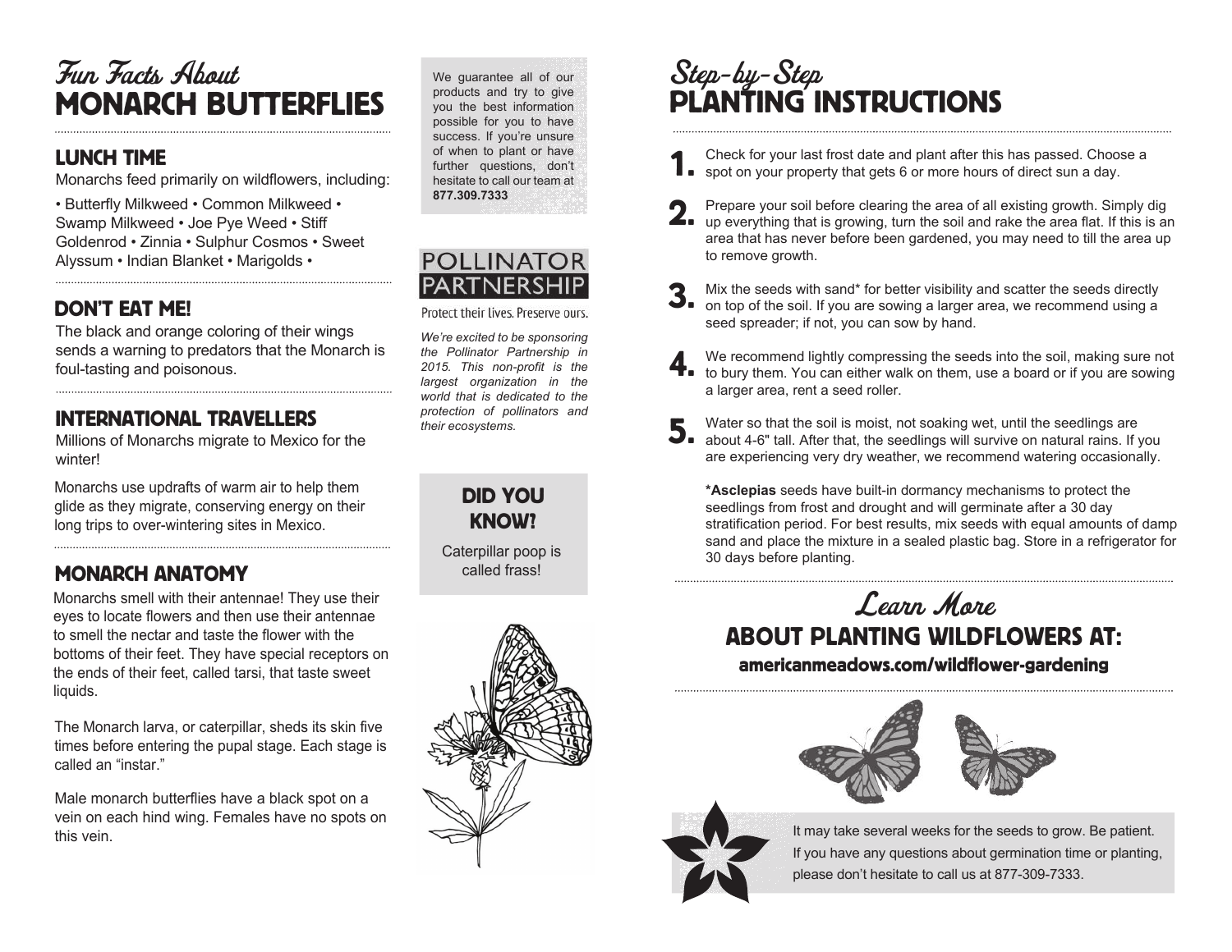# Fun Facts About MONARCH BUTTERFLIES

## LUNCH TIME

Monarchs feed primarily on wildflowers, including:

• Butterfly Milkweed • Common Milkweed • Swamp Milkweed • Joe Pye Weed • Stiff Goldenrod • Zinnia • Sulphur Cosmos • Sweet Alyssum • Indian Blanket • Marigolds •

## DON'T EAT ME!

The black and orange coloring of their wings sends a warning to predators that the Monarch is foul-tasting and poisonous.

## INTERNATIONAL TRAVELLERS

Millions of Monarchs migrate to Mexico for the winter!

Monarchs use updrafts of warm air to help them glide as they migrate, conserving energy on their long trips to over-wintering sites in Mexico.

## MONARCH ANATOMY

Monarchs smell with their antennae! They use their eyes to locate flowers and then use their antennae to smell the nectar and taste the flower with the bottoms of their feet. They have special receptors on the ends of their feet, called tarsi, that taste sweet liquids.

The Monarch larva, or caterpillar, sheds its skin five times before entering the pupal stage. Each stage is called an "instar."

Male monarch butterflies have a black spot on a vein on each hind wing. Females have no spots on this vein.

We guarantee all of our products and try to give you the best information possible for you to have success. If you're unsure of when to plant or have further questions, don't hesitate to call our team at **877.309.7333**

POLLINATOR PARTNERSHIP

Protect their lives. Preserve ours.

*We're excited to be sponsoring the Pollinator Partnership in 2015. This non-profit is the largest organization in the world that is dedicated to the protection of pollinators and their ecosystems.*

## DID YOU KNOW?

Caterpillar poop is called frass!

# Step-by-Step PLANTING INSTRUCTIONS

1. Check for your last frost date and plant after this has passed. Choose a spot on your property that gets 6 or more hours of direct sun a day.

2. Prepare your soil before clearing the area of all existing growth. Simply dig up everything that is growing, turn the soil and rake the area flat. If this is an area that has never before been gardened, you may need to till the area up to remove growth.

3. Mix the seeds with sand* for better visibility and scatter the seeds directly on top of the soil. If you are sowing a larger area, we recommend using a seed spreader; if not, you can sow by hand.

4. We recommend lightly compressing the seeds into the soil, making sure not to bury them. You can either walk on them, use a board or if you are sowing a larger area, rent a seed roller.

5. Water so that the soil is moist, not soaking wet, until the seedlings are about 4-6" tall. After that, the seedlings will survive on natural rains. If you are experiencing very dry weather, we recommend watering occasionally.

***Asclepias** seeds have built-in dormancy mechanisms to protect the seedlings from frost and drought and will germinate after a 30 day stratification period. For best results, mix seeds with equal amounts of damp sand and place the mixture in a sealed plastic bag. Store in a refrigerator for 30 days before planting.

# Learn More ABOUT PLANTING WILDFLOWERS AT:

**americanmeadows.com/wildflower-gardening**

It may take several weeks for the seeds to grow. Be patient. If you have any questions about germination time or planting, please don't hesitate to call us at 877-309-7333.